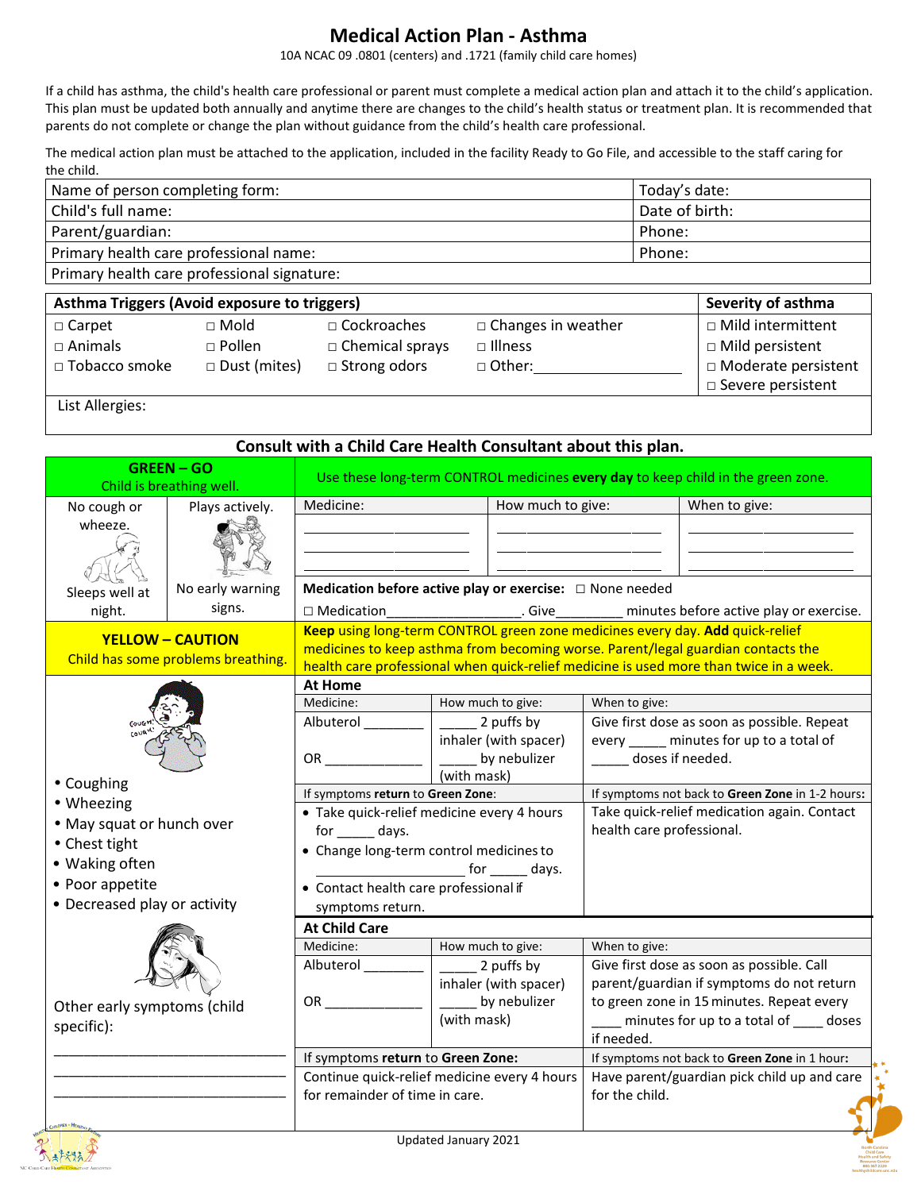# Medical Action Plan - Asthma

10A NCAC 09 .0801 (centers) and .1721 (family child care homes)

If a child has asthma, the child's health care professional or parent must complete a medical action plan and attach it to the child's application. This plan must be updated both annually and anytime there are changes to the child's health status or treatment plan. It is recommended that parents do not complete or change the plan without guidance from the child's health care professional.

The medical action plan must be attached to the application, included in the facility Ready to Go File, and accessible to the staff caring for the child.

| | |
|---|---|
| Name of person completing form: | Today's date: |
| Child's full name: | Date of birth: |
| Parent/guardian: | Phone: |
| Primary health care professional name: | Phone: |
| Primary health care professional signature: | |

| Asthma Triggers (Avoid exposure to triggers) | | | | Severity of asthma |
|---|---|---|---|---|
| □ Carpet | □ Mold | □ Cockroaches | □ Changes in weather | □ Mild intermittent |
| □ Animals | □ Pollen | □ Chemical sprays | □ Illness | □ Mild persistent |
| □ Tobacco smoke | □ Dust (mites) | □ Strong odors | □ Other:__________________ | □ Moderate persistent |
| | | | | □ Severe persistent |

List Allergies:

**Consult with a Child Care Health Consultant about this plan.**

## GREEN – GO
Child is breathing well.

- No cough or wheeze.
- Plays actively.
- Sleeps well at night.
- No early warning signs.

Use these long-term CONTROL medicines **every day** to keep child in the green zone.

| Medicine: | How much to give: | When to give: |
|---|---|---|
| ______________________ | ______________________ | ______________________ |
| ______________________ | ______________________ | ______________________ |
| ______________________ | ______________________ | ______________________ |

**Medication before active play or exercise:** □ None needed

□ Medication__________________. Give_________ minutes before active play or exercise.

## YELLOW – CAUTION
Child has some problems breathing.

**Keep** using long-term CONTROL green zone medicines every day. **Add** quick-relief medicines to keep asthma from becoming worse. Parent/legal guardian contacts the health care professional when quick-relief medicine is used more than twice in a week.

- Coughing
- Wheezing
- May squat or hunch over
- Chest tight
- Waking often
- Poor appetite
- Decreased play or activity

Other early symptoms (child specific):

______________________________

______________________________

______________________________

### At Home

| Medicine: | How much to give: | When to give: |
|---|---|---|
| Albuterol ________ OR _____________ | _____ 2 puffs by inhaler (with spacer) _____ by nebulizer (with mask) | Give first dose as soon as possible. Repeat every _____ minutes for up to a total of _____ doses if needed. |

| If symptoms **return** to **Green Zone**: | If symptoms not back to **Green Zone** in 1-2 hours: |
|---|---|
| • Take quick-relief medicine every 4 hours for _____ days. • Change long-term control medicines to ____________________ for _____ days. • Contact health care professional if symptoms return. | Take quick-relief medication again. Contact health care professional. |

### At Child Care

| Medicine: | How much to give: | When to give: |
|---|---|---|
| Albuterol ________ OR _____________ | _____ 2 puffs by inhaler (with spacer) _____ by nebulizer (with mask) | Give first dose as soon as possible. Call parent/guardian if symptoms do not return to green zone in 15 minutes. Repeat every ____ minutes for up to a total of ____ doses if needed. |

| If symptoms **return** to **Green Zone:** | If symptoms not back to **Green Zone** in 1 hour: |
|---|---|
| Continue quick-relief medicine every 4 hours for remainder of time in care. | Have parent/guardian pick child up and care for the child. |

Updated January 2021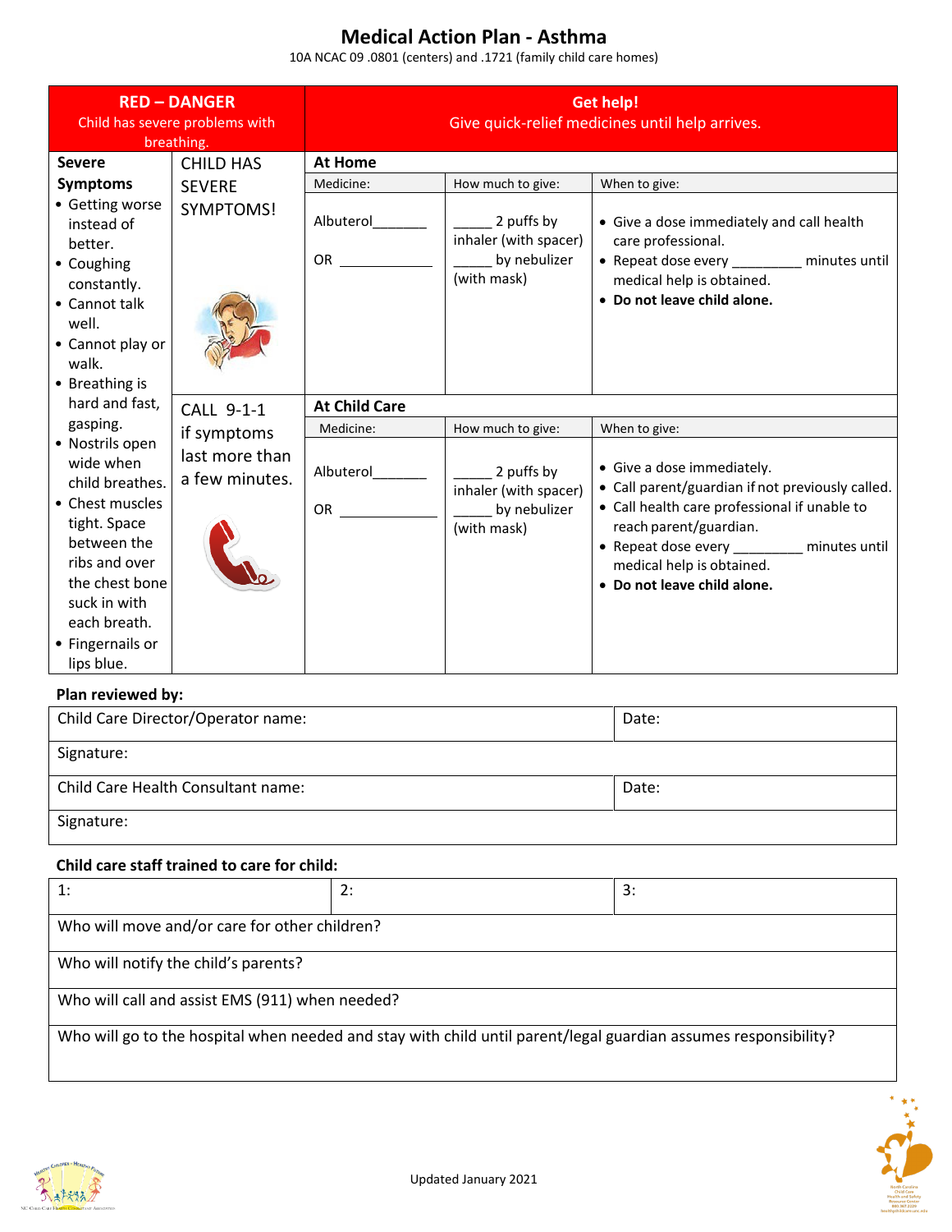# Medical Action Plan - Asthma

10A NCAC 09 .0801 (centers) and .1721 (family child care homes)

| RED – DANGER<br>Child has severe problems with breathing. | | Get help!<br>Give quick-relief medicines until help arrives. | | |
|---|---|---|---|---|
| **Severe Symptoms**<br>• Getting worse instead of better.<br>• Coughing constantly.<br>• Cannot talk well.<br>• Cannot play or walk.<br>• Breathing is hard and fast, gasping.<br>• Nostrils open wide when child breathes.<br>• Chest muscles tight. Space between the ribs and over the chest bone suck in with each breath.<br>• Fingernails or lips blue. | CHILD HAS SEVERE SYMPTOMS! | **At Home** | | |
| | | Medicine: | How much to give: | When to give: |
| | | Albuterol_______<br><br>OR ____________ | _____ 2 puffs by inhaler (with spacer)<br>_____ by nebulizer (with mask) | • Give a dose immediately and call health care professional.<br>• Repeat dose every _________ minutes until medical help is obtained.<br>• **Do not leave child alone.** |
| | CALL 9-1-1 if symptoms last more than a few minutes. | **At Child Care** | | |
| | | Medicine: | How much to give: | When to give: |
| | | Albuterol_______<br><br>OR ____________ | _____ 2 puffs by inhaler (with spacer)<br>_____ by nebulizer (with mask) | • Give a dose immediately.<br>• Call parent/guardian if not previously called.<br>• Call health care professional if unable to reach parent/guardian.<br>• Repeat dose every _________ minutes until medical help is obtained.<br>• **Do not leave child alone.** |

**Plan reviewed by:**

| | |
|---|---|
| Child Care Director/Operator name: | Date: |
| Signature: | |
| Child Care Health Consultant name: | Date: |
| Signature: | |

**Child care staff trained to care for child:**

| | | |
|---|---|---|
| 1: | 2: | 3: |
| Who will move and/or care for other children? | | |
| Who will notify the child's parents? | | |
| Who will call and assist EMS (911) when needed? | | |
| Who will go to the hospital when needed and stay with child until parent/legal guardian assumes responsibility? | | |

Updated January 2021